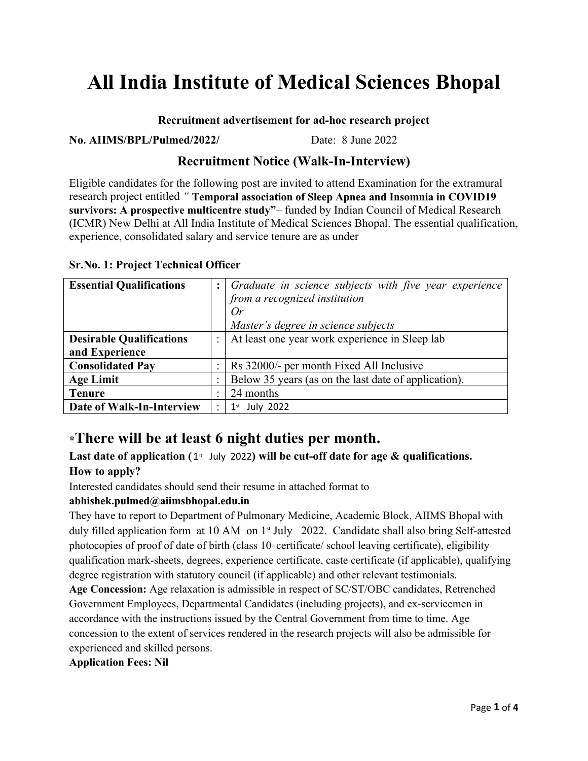# All India Institute of Medical Sciences Bhopal

**Recruitment advertisement for ad-hoc research project**

**No. AIIMS/BPL/Pulmed/2022/** Date: 8 June 2022

## Recruitment Notice (Walk-In-Interview)

Eligible candidates for the following post are invited to attend Examination for the extramural research project entitled *"* **Temporal association of Sleep Apnea and Insomnia in COVID19 survivors: A prospective multicentre study"**– funded by Indian Council of Medical Research (ICMR) New Delhi at All India Institute of Medical Sciences Bhopal. The essential qualification, experience, consolidated salary and service tenure are as under

**Sr.No. 1: Project Technical Officer**

| | | |
|---|---|---|
| **Essential Qualifications** | **:** | *Graduate in science subjects with five year experience from a recognized institution*<br>*Or*<br>*Master's degree in science subjects* |
| **Desirable Qualifications and Experience** | : | At least one year work experience in Sleep lab |
| **Consolidated Pay** | : | Rs 32000/- per month Fixed All Inclusive |
| **Age Limit** | : | Below 35 years (as on the last date of application). |
| **Tenure** | : | 24 months |
| **Date of Walk-In-Interview** | : | 1st July 2022 |

## *There will be at least 6 night duties per month.

**Last date of application (1st July 2022) will be cut-off date for age & qualifications.**

**How to apply?**

Interested candidates should send their resume in attached format to

**abhishek.pulmed@aiimsbhopal.edu.in**

They have to report to Department of Pulmonary Medicine, Academic Block, AIIMS Bhopal with duly filled application form at 10 AM on 1st July 2022. Candidate shall also bring Self-attested photocopies of proof of date of birth (class 10th certificate/ school leaving certificate), eligibility qualification mark-sheets, degrees, experience certificate, caste certificate (if applicable), qualifying degree registration with statutory council (if applicable) and other relevant testimonials.

**Age Concession:** Age relaxation is admissible in respect of SC/ST/OBC candidates, Retrenched Government Employees, Departmental Candidates (including projects), and ex-servicemen in accordance with the instructions issued by the Central Government from time to time. Age concession to the extent of services rendered in the research projects will also be admissible for experienced and skilled persons.

**Application Fees: Nil**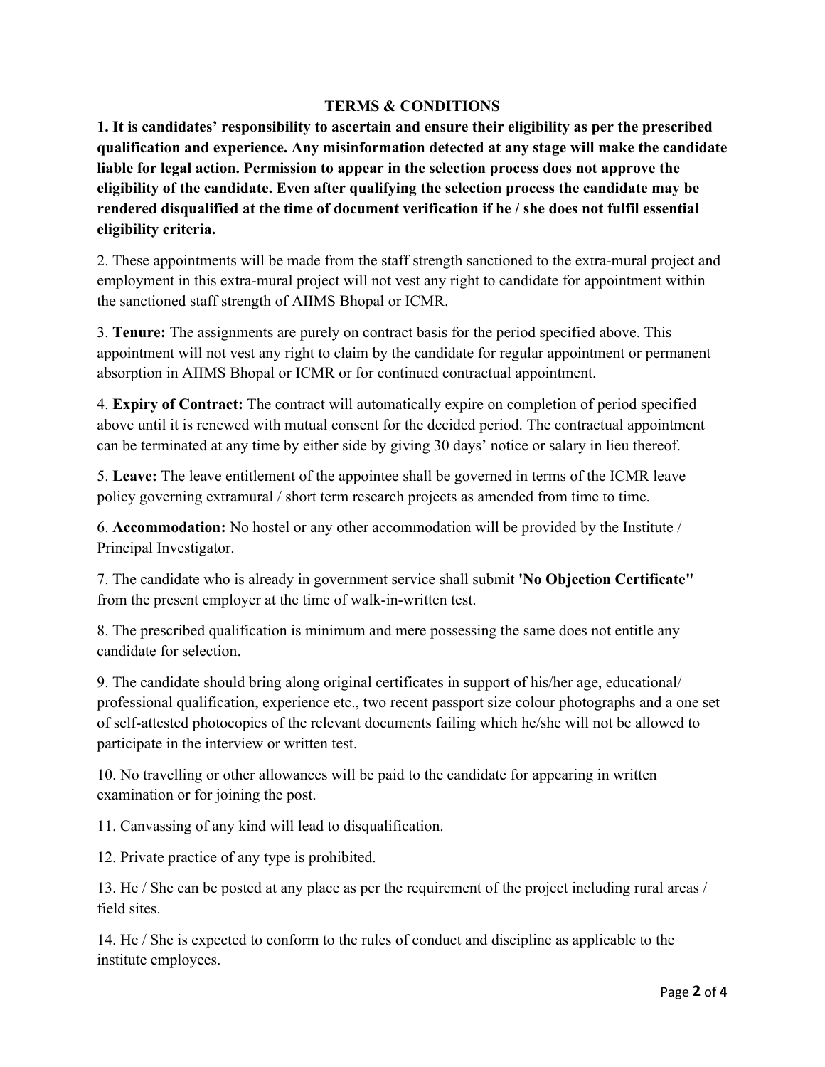## TERMS & CONDITIONS

**1. It is candidates' responsibility to ascertain and ensure their eligibility as per the prescribed qualification and experience. Any misinformation detected at any stage will make the candidate liable for legal action. Permission to appear in the selection process does not approve the eligibility of the candidate. Even after qualifying the selection process the candidate may be rendered disqualified at the time of document verification if he / she does not fulfil essential eligibility criteria.**

2. These appointments will be made from the staff strength sanctioned to the extra-mural project and employment in this extra-mural project will not vest any right to candidate for appointment within the sanctioned staff strength of AIIMS Bhopal or ICMR.

3. **Tenure:** The assignments are purely on contract basis for the period specified above. This appointment will not vest any right to claim by the candidate for regular appointment or permanent absorption in AIIMS Bhopal or ICMR or for continued contractual appointment.

4. **Expiry of Contract:** The contract will automatically expire on completion of period specified above until it is renewed with mutual consent for the decided period. The contractual appointment can be terminated at any time by either side by giving 30 days' notice or salary in lieu thereof.

5. **Leave:** The leave entitlement of the appointee shall be governed in terms of the ICMR leave policy governing extramural / short term research projects as amended from time to time.

6. **Accommodation:** No hostel or any other accommodation will be provided by the Institute / Principal Investigator.

7. The candidate who is already in government service shall submit **'No Objection Certificate"** from the present employer at the time of walk-in-written test.

8. The prescribed qualification is minimum and mere possessing the same does not entitle any candidate for selection.

9. The candidate should bring along original certificates in support of his/her age, educational/ professional qualification, experience etc., two recent passport size colour photographs and a one set of self-attested photocopies of the relevant documents failing which he/she will not be allowed to participate in the interview or written test.

10. No travelling or other allowances will be paid to the candidate for appearing in written examination or for joining the post.

11. Canvassing of any kind will lead to disqualification.

12. Private practice of any type is prohibited.

13. He / She can be posted at any place as per the requirement of the project including rural areas / field sites.

14. He / She is expected to conform to the rules of conduct and discipline as applicable to the institute employees.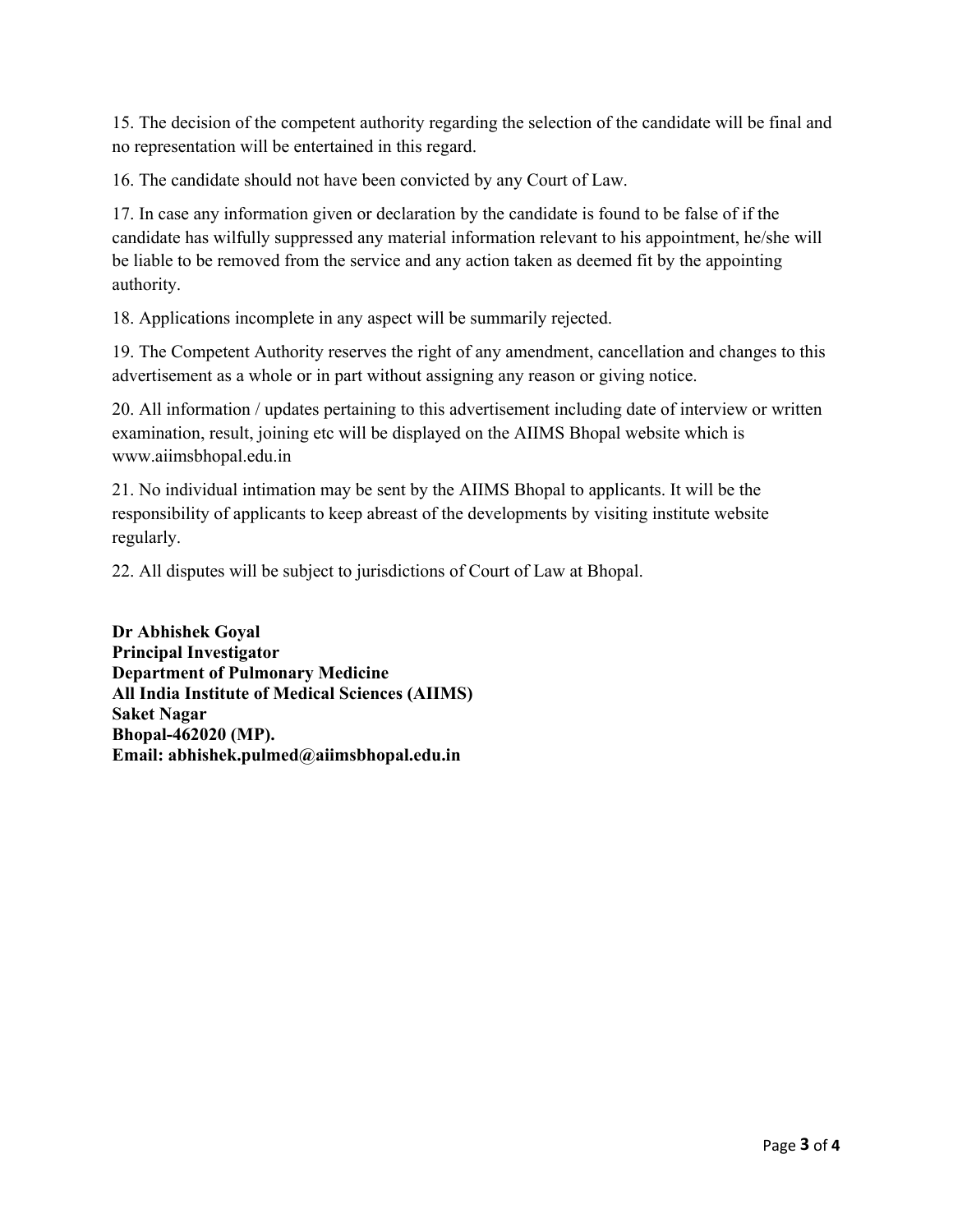15. The decision of the competent authority regarding the selection of the candidate will be final and no representation will be entertained in this regard.

16. The candidate should not have been convicted by any Court of Law.

17. In case any information given or declaration by the candidate is found to be false of if the candidate has wilfully suppressed any material information relevant to his appointment, he/she will be liable to be removed from the service and any action taken as deemed fit by the appointing authority.

18. Applications incomplete in any aspect will be summarily rejected.

19. The Competent Authority reserves the right of any amendment, cancellation and changes to this advertisement as a whole or in part without assigning any reason or giving notice.

20. All information / updates pertaining to this advertisement including date of interview or written examination, result, joining etc will be displayed on the AIIMS Bhopal website which is www.aiimsbhopal.edu.in

21. No individual intimation may be sent by the AIIMS Bhopal to applicants. It will be the responsibility of applicants to keep abreast of the developments by visiting institute website regularly.

22. All disputes will be subject to jurisdictions of Court of Law at Bhopal.

**Dr Abhishek Goyal**
**Principal Investigator**
**Department of Pulmonary Medicine**
**All India Institute of Medical Sciences (AIIMS)**
**Saket Nagar**
**Bhopal-462020 (MP).**
**Email: abhishek.pulmed@aiimsbhopal.edu.in**